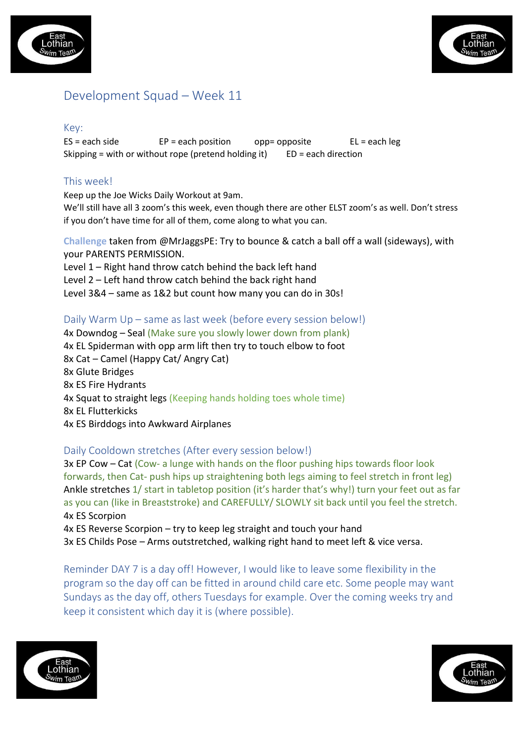# Development Squad – Week 11

## Key:

ES = each side    EP = each position    opp= opposite    EL = each leg
Skipping = with or without rope (pretend holding it)    ED = each direction

## This week!

Keep up the Joe Wicks Daily Workout at 9am.
We'll still have all 3 zoom's this week, even though there are other ELST zoom's as well. Don't stress if you don't have time for all of them, come along to what you can.

**Challenge** taken from @MrJaggsPE: Try to bounce & catch a ball off a wall (sideways), with your PARENTS PERMISSION.
Level 1 – Right hand throw catch behind the back left hand
Level 2 – Left hand throw catch behind the back right hand
Level 3&4 – same as 1&2 but count how many you can do in 30s!

## Daily Warm Up – same as last week (before every session below!)

4x Downdog – Seal (Make sure you slowly lower down from plank)
4x EL Spiderman with opp arm lift then try to touch elbow to foot
8x Cat – Camel (Happy Cat/ Angry Cat)
8x Glute Bridges
8x ES Fire Hydrants
4x Squat to straight legs (Keeping hands holding toes whole time)
8x EL Flutterkicks
4x ES Birddogs into Awkward Airplanes

## Daily Cooldown stretches (After every session below!)

3x EP Cow – Cat (Cow- a lunge with hands on the floor pushing hips towards floor look forwards, then Cat- push hips up straightening both legs aiming to feel stretch in front leg)
Ankle stretches 1/ start in tabletop position (it's harder that's why!) turn your feet out as far as you can (like in Breaststroke) and CAREFULLY/ SLOWLY sit back until you feel the stretch.
4x ES Scorpion
4x ES Reverse Scorpion – try to keep leg straight and touch your hand
3x ES Childs Pose – Arms outstretched, walking right hand to meet left & vice versa.

Reminder DAY 7 is a day off! However, I would like to leave some flexibility in the program so the day off can be fitted in around child care etc. Some people may want Sundays as the day off, others Tuesdays for example. Over the coming weeks try and keep it consistent which day it is (where possible).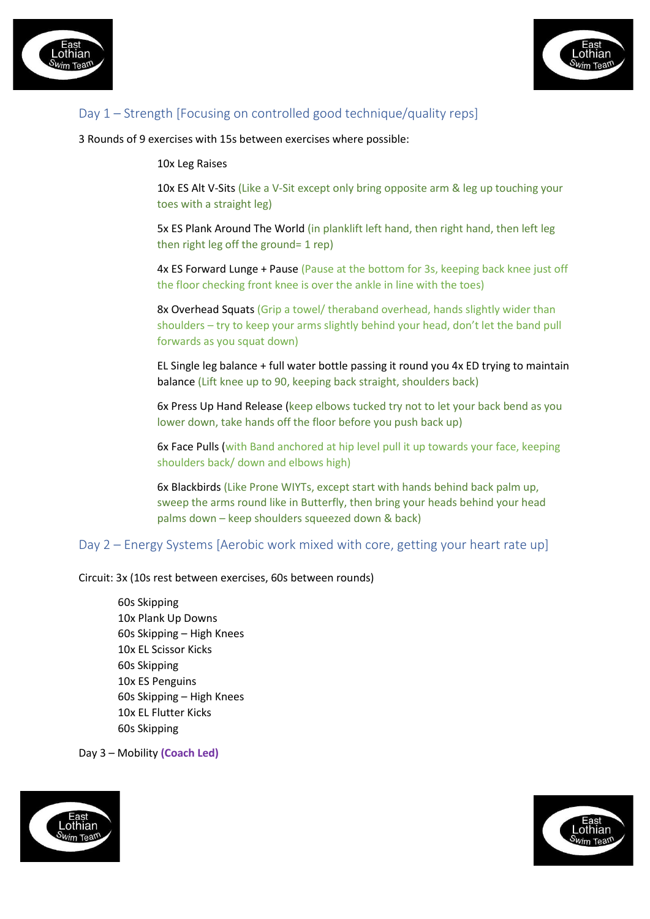## Day 1 – Strength [Focusing on controlled good technique/quality reps]

3 Rounds of 9 exercises with 15s between exercises where possible:

10x Leg Raises

10x ES Alt V-Sits (Like a V-Sit except only bring opposite arm & leg up touching your toes with a straight leg)

5x ES Plank Around The World (in planklift left hand, then right hand, then left leg then right leg off the ground= 1 rep)

4x ES Forward Lunge + Pause (Pause at the bottom for 3s, keeping back knee just off the floor checking front knee is over the ankle in line with the toes)

8x Overhead Squats (Grip a towel/ theraband overhead, hands slightly wider than shoulders – try to keep your arms slightly behind your head, don't let the band pull forwards as you squat down)

EL Single leg balance + full water bottle passing it round you 4x ED trying to maintain balance (Lift knee up to 90, keeping back straight, shoulders back)

6x Press Up Hand Release (keep elbows tucked try not to let your back bend as you lower down, take hands off the floor before you push back up)

6x Face Pulls (with Band anchored at hip level pull it up towards your face, keeping shoulders back/ down and elbows high)

6x Blackbirds (Like Prone WIYTs, except start with hands behind back palm up, sweep the arms round like in Butterfly, then bring your heads behind your head palms down – keep shoulders squeezed down & back)

## Day 2 – Energy Systems [Aerobic work mixed with core, getting your heart rate up]

Circuit: 3x (10s rest between exercises, 60s between rounds)

60s Skipping
10x Plank Up Downs
60s Skipping – High Knees
10x EL Scissor Kicks
60s Skipping
10x ES Penguins
60s Skipping – High Knees
10x EL Flutter Kicks
60s Skipping

Day 3 – Mobility **(Coach Led)**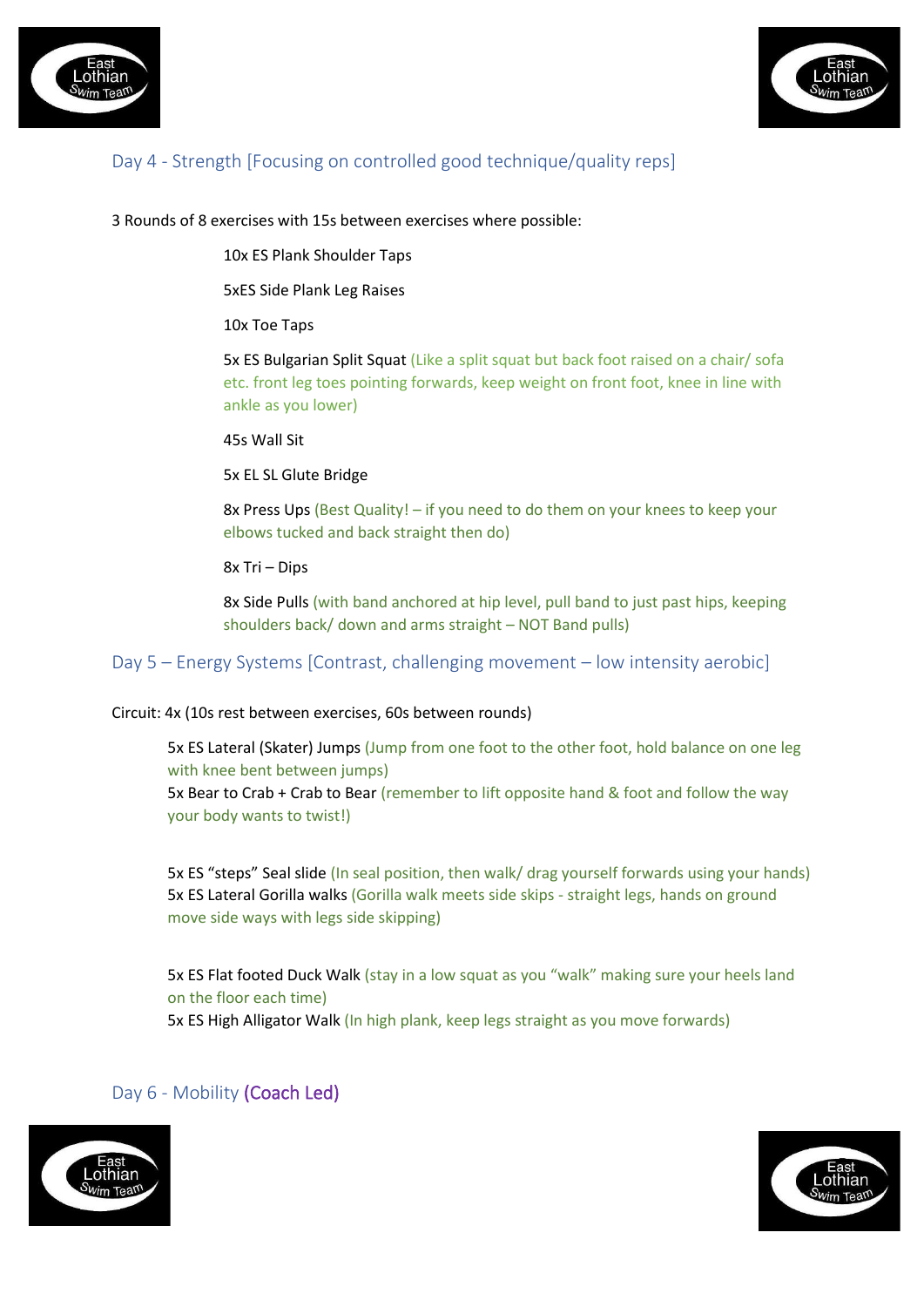## Day 4 - Strength [Focusing on controlled good technique/quality reps]

3 Rounds of 8 exercises with 15s between exercises where possible:

10x ES Plank Shoulder Taps

5xES Side Plank Leg Raises

10x Toe Taps

5x ES Bulgarian Split Squat (Like a split squat but back foot raised on a chair/ sofa etc. front leg toes pointing forwards, keep weight on front foot, knee in line with ankle as you lower)

45s Wall Sit

5x EL SL Glute Bridge

8x Press Ups (Best Quality! – if you need to do them on your knees to keep your elbows tucked and back straight then do)

8x Tri – Dips

8x Side Pulls (with band anchored at hip level, pull band to just past hips, keeping shoulders back/ down and arms straight – NOT Band pulls)

## Day 5 – Energy Systems [Contrast, challenging movement – low intensity aerobic]

Circuit: 4x (10s rest between exercises, 60s between rounds)

5x ES Lateral (Skater) Jumps (Jump from one foot to the other foot, hold balance on one leg with knee bent between jumps)
5x Bear to Crab + Crab to Bear (remember to lift opposite hand & foot and follow the way your body wants to twist!)

5x ES "steps" Seal slide (In seal position, then walk/ drag yourself forwards using your hands)
5x ES Lateral Gorilla walks (Gorilla walk meets side skips - straight legs, hands on ground move side ways with legs side skipping)

5x ES Flat footed Duck Walk (stay in a low squat as you "walk" making sure your heels land on the floor each time)
5x ES High Alligator Walk (In high plank, keep legs straight as you move forwards)

## Day 6 - Mobility (Coach Led)